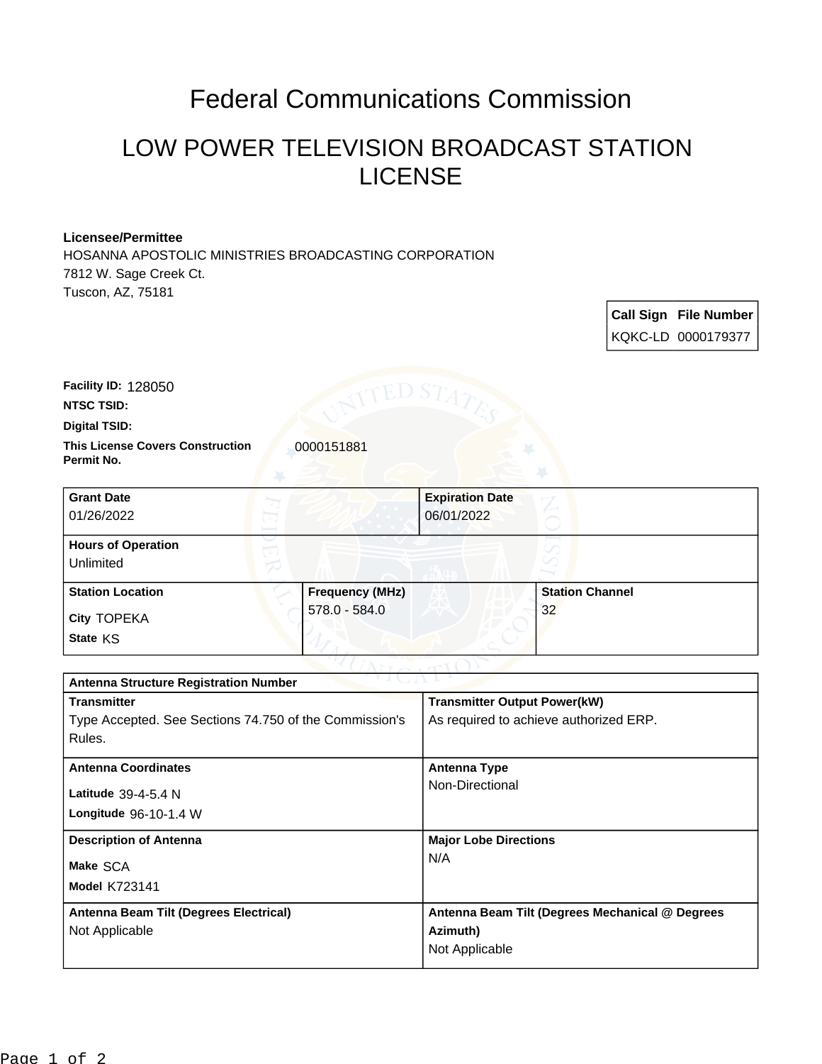# Federal Communications Commission

## LOW POWER TELEVISION BROADCAST STATION LICENSE

**Licensee/Permittee**
HOSANNA APOSTOLIC MINISTRIES BROADCASTING CORPORATION
7812 W. Sage Creek Ct.
Tuscon, AZ, 75181

| Call Sign | File Number |
|---|---|
| KQKC-LD | 0000179377 |

**Facility ID:** 128050

**NTSC TSID:**

**Digital TSID:**

**This License Covers Construction Permit No.** 0000151881

| Grant Date | Expiration Date |
|---|---|
| 01/26/2022 | 06/01/2022 |

| Hours of Operation |
|---|
| Unlimited |

| Station Location | Frequency (MHz) | Station Channel |
|---|---|---|
| City TOPEKA<br>State KS | 578.0 - 584.0 | 32 |

| Antenna Structure Registration Number | |
|---|---|
| **Transmitter**<br>Type Accepted. See Sections 74.750 of the Commission's Rules. | **Transmitter Output Power(kW)**<br>As required to achieve authorized ERP. |
| **Antenna Coordinates**<br>Latitude 39-4-5.4 N<br>Longitude 96-10-1.4 W | **Antenna Type**<br>Non-Directional |
| **Description of Antenna**<br>Make SCA<br>Model K723141 | **Major Lobe Directions**<br>N/A |
| **Antenna Beam Tilt (Degrees Electrical)**<br>Not Applicable | **Antenna Beam Tilt (Degrees Mechanical @ Degrees Azimuth)**<br>Not Applicable |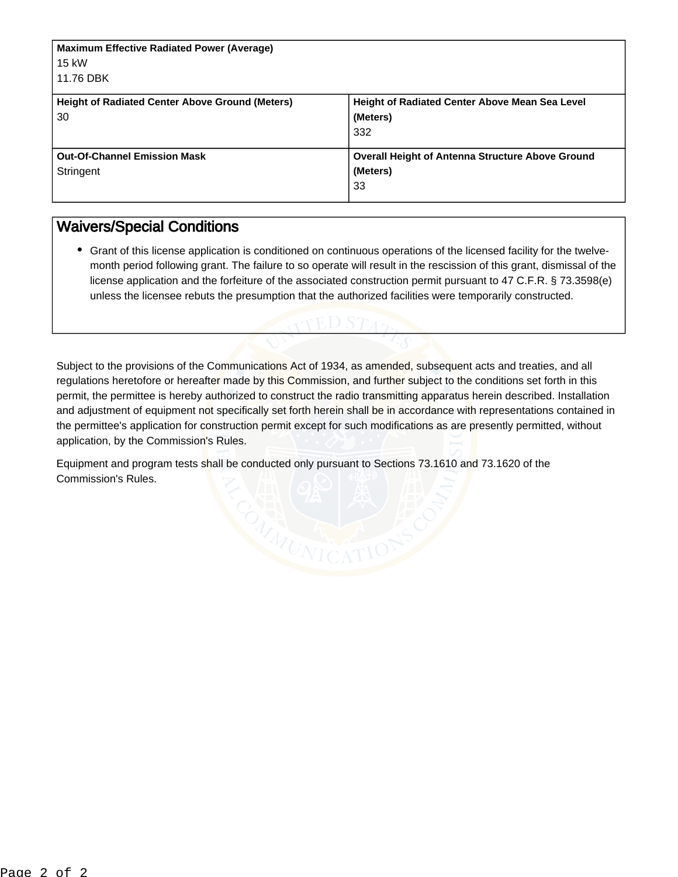| | |
|---|---|
| **Maximum Effective Radiated Power (Average)**<br>15 kW<br>11.76 DBK | |
| **Height of Radiated Center Above Ground (Meters)**<br>30 | **Height of Radiated Center Above Mean Sea Level (Meters)**<br>332 |
| **Out-Of-Channel Emission Mask**<br>Stringent | **Overall Height of Antenna Structure Above Ground (Meters)**<br>33 |

## Waivers/Special Conditions

- Grant of this license application is conditioned on continuous operations of the licensed facility for the twelve-month period following grant. The failure to so operate will result in the rescission of this grant, dismissal of the license application and the forfeiture of the associated construction permit pursuant to 47 C.F.R. § 73.3598(e) unless the licensee rebuts the presumption that the authorized facilities were temporarily constructed.

Subject to the provisions of the Communications Act of 1934, as amended, subsequent acts and treaties, and all regulations heretofore or hereafter made by this Commission, and further subject to the conditions set forth in this permit, the permittee is hereby authorized to construct the radio transmitting apparatus herein described. Installation and adjustment of equipment not specifically set forth herein shall be in accordance with representations contained in the permittee's application for construction permit except for such modifications as are presently permitted, without application, by the Commission's Rules.

Equipment and program tests shall be conducted only pursuant to Sections 73.1610 and 73.1620 of the Commission's Rules.